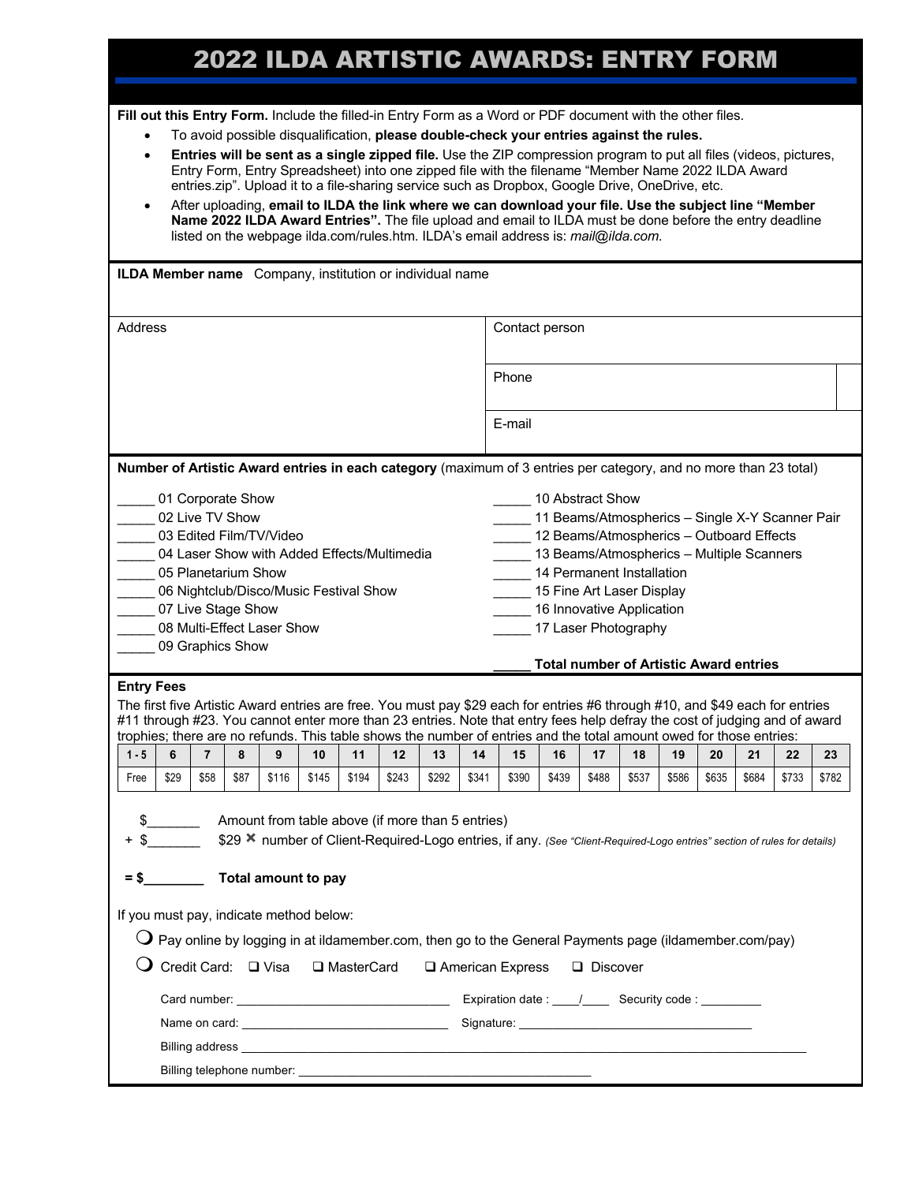# 2022 ILDA ARTISTIC AWARDS: ENTRY FORM

**Fill out this Entry Form.** Include the filled-in Entry Form as a Word or PDF document with the other files.

- To avoid possible disqualification, **please double-check your entries against the rules.**
- **Entries will be sent as a single zipped file.** Use the ZIP compression program to put all files (videos, pictures, Entry Form, Entry Spreadsheet) into one zipped file with the filename "Member Name 2022 ILDA Award entries.zip". Upload it to a file-sharing service such as Dropbox, Google Drive, OneDrive, etc.
- After uploading, **email to ILDA the link where we can download your file. Use the subject line "Member Name 2022 ILDA Award Entries".** The file upload and email to ILDA must be done before the entry deadline listed on the webpage ilda.com/rules.htm. ILDA's email address is: *mail@ilda.com*.

**ILDA Member name** Company, institution or individual name

Address

Contact person

Phone

E-mail

**Number of Artistic Award entries in each category** (maximum of 3 entries per category, and no more than 23 total)

_____ 01 Corporate Show
_____ 02 Live TV Show
_____ 03 Edited Film/TV/Video
_____ 04 Laser Show with Added Effects/Multimedia
_____ 05 Planetarium Show
_____ 06 Nightclub/Disco/Music Festival Show
_____ 07 Live Stage Show
_____ 08 Multi-Effect Laser Show
_____ 09 Graphics Show
_____ 10 Abstract Show
_____ 11 Beams/Atmospherics – Single X-Y Scanner Pair
_____ 12 Beams/Atmospherics – Outboard Effects
_____ 13 Beams/Atmospherics – Multiple Scanners
_____ 14 Permanent Installation
_____ 15 Fine Art Laser Display
_____ 16 Innovative Application
_____ 17 Laser Photography

**_____ Total number of Artistic Award entries**

**Entry Fees**

The first five Artistic Award entries are free. You must pay $29 each for entries #6 through #10, and $49 each for entries #11 through #23. You cannot enter more than 23 entries. Note that entry fees help defray the cost of judging and of award trophies; there are no refunds. This table shows the number of entries and the total amount owed for those entries:

| 1 - 5 | 6 | 7 | 8 | 9 | 10 | 11 | 12 | 13 | 14 | 15 | 16 | 17 | 18 | 19 | 20 | 21 | 22 | 23 |
|---|---|---|---|---|---|---|---|---|---|---|---|---|---|---|---|---|---|---|
| Free | $29 | $58 | $87 | $116 | $145 | $194 | $243 | $292 | $341 | $390 | $439 | $488 | $537 | $586 | $635 | $684 | $733 | $782 |

$_______ Amount from table above (if more than 5 entries)

\+ $_______ $29 × number of Client-Required-Logo entries, if any. *(See "Client-Required-Logo entries" section of rules for details)*

**= $________ Total amount to pay**

If you must pay, indicate method below:

❍ Pay online by logging in at ildamember.com, then go to the General Payments page (ildamember.com/pay)

❍ Credit Card: ❑ Visa ❑ MasterCard ❑ American Express ❑ Discover

Card number: ______________________________ Expiration date : ____/____ Security code : _________

Name on card: ______________________________ Signature: ______________________________

Billing address ____________________________________________________________

Billing telephone number: ______________________________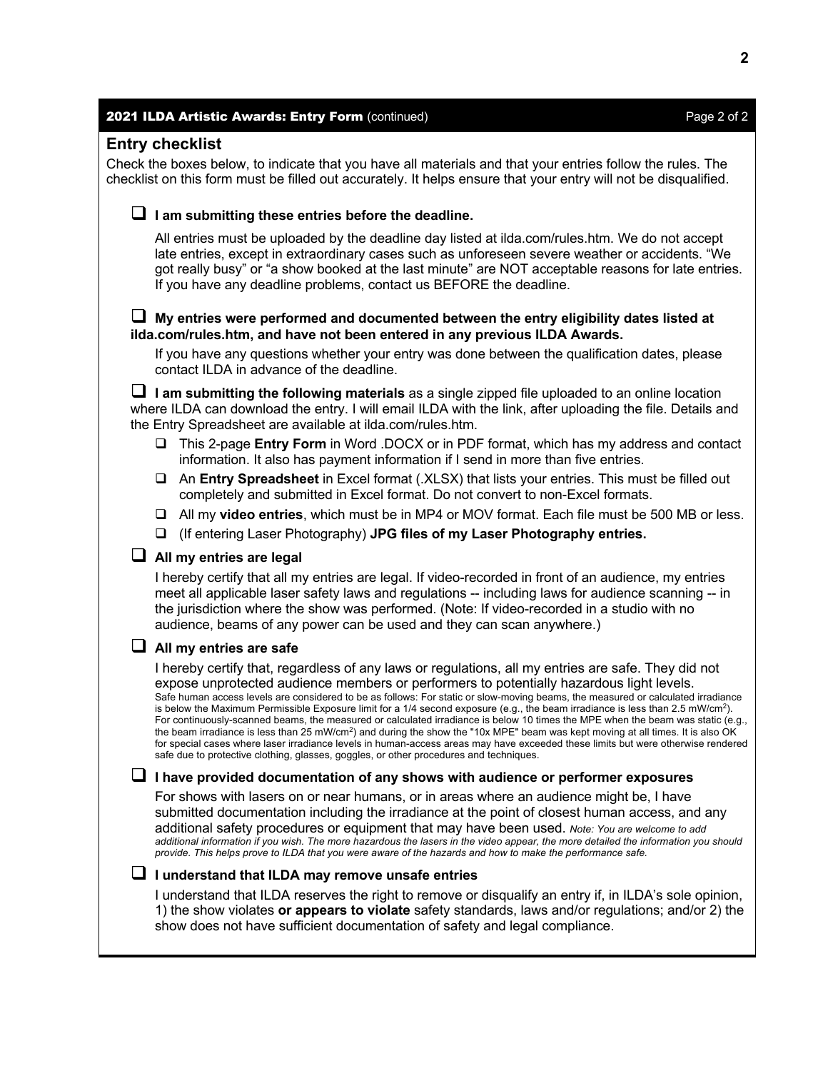**2021 ILDA Artistic Awards: Entry Form** (continued)

## Entry checklist

Check the boxes below, to indicate that you have all materials and that your entries follow the rules. The checklist on this form must be filled out accurately. It helps ensure that your entry will not be disqualified.

❑ **I am submitting these entries before the deadline.**

All entries must be uploaded by the deadline day listed at ilda.com/rules.htm. We do not accept late entries, except in extraordinary cases such as unforeseen severe weather or accidents. "We got really busy" or "a show booked at the last minute" are NOT acceptable reasons for late entries. If you have any deadline problems, contact us BEFORE the deadline.

❑ **My entries were performed and documented between the entry eligibility dates listed at ilda.com/rules.htm, and have not been entered in any previous ILDA Awards.**

If you have any questions whether your entry was done between the qualification dates, please contact ILDA in advance of the deadline.

❑ **I am submitting the following materials** as a single zipped file uploaded to an online location where ILDA can download the entry. I will email ILDA with the link, after uploading the file. Details and the Entry Spreadsheet are available at ilda.com/rules.htm.

- ❑ This 2-page **Entry Form** in Word .DOCX or in PDF format, which has my address and contact information. It also has payment information if I send in more than five entries.
- ❑ An **Entry Spreadsheet** in Excel format (.XLSX) that lists your entries. This must be filled out completely and submitted in Excel format. Do not convert to non-Excel formats.
- ❑ All my **video entries**, which must be in MP4 or MOV format. Each file must be 500 MB or less.
- ❑ (If entering Laser Photography) **JPG files of my Laser Photography entries.**

❑ **All my entries are legal**

I hereby certify that all my entries are legal. If video-recorded in front of an audience, my entries meet all applicable laser safety laws and regulations -- including laws for audience scanning -- in the jurisdiction where the show was performed. (Note: If video-recorded in a studio with no audience, beams of any power can be used and they can scan anywhere.)

❑ **All my entries are safe**

I hereby certify that, regardless of any laws or regulations, all my entries are safe. They did not expose unprotected audience members or performers to potentially hazardous light levels.
Safe human access levels are considered to be as follows: For static or slow-moving beams, the measured or calculated irradiance is below the Maximum Permissible Exposure limit for a 1/4 second exposure (e.g., the beam irradiance is less than 2.5 mW/cm$^2$). For continuously-scanned beams, the measured or calculated irradiance is below 10 times the MPE when the beam was static (e.g., the beam irradiance is less than 25 mW/cm$^2$) and during the show the "10x MPE" beam was kept moving at all times. It is also OK for special cases where laser irradiance levels in human-access areas may have exceeded these limits but were otherwise rendered safe due to protective clothing, glasses, goggles, or other procedures and techniques.

❑ **I have provided documentation of any shows with audience or performer exposures**

For shows with lasers on or near humans, or in areas where an audience might be, I have submitted documentation including the irradiance at the point of closest human access, and any additional safety procedures or equipment that may have been used. *Note: You are welcome to add additional information if you wish. The more hazardous the lasers in the video appear, the more detailed the information you should provide. This helps prove to ILDA that you were aware of the hazards and how to make the performance safe.*

❑ **I understand that ILDA may remove unsafe entries**

I understand that ILDA reserves the right to remove or disqualify an entry if, in ILDA's sole opinion, 1) the show violates **or appears to violate** safety standards, laws and/or regulations; and/or 2) the show does not have sufficient documentation of safety and legal compliance.